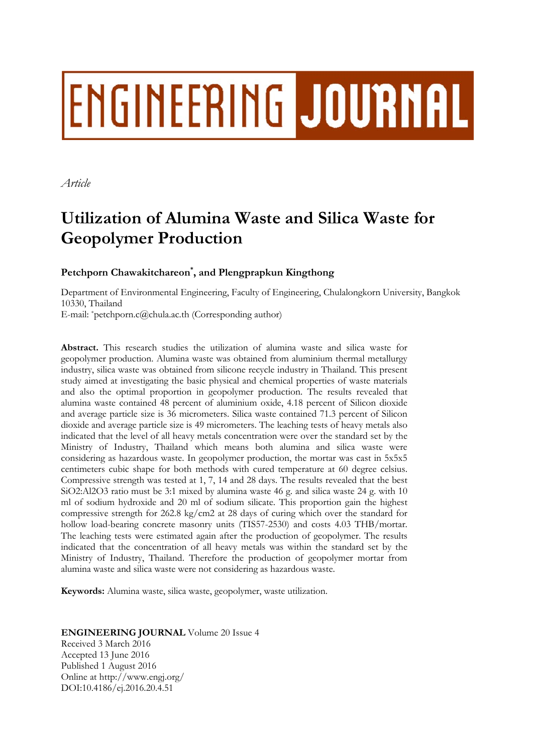ENGINEERING JOURNAL

*Article*

# Utilization of Alumina Waste and Silica Waste for Geopolymer Production

**Petchporn Chawakitchareon[*], and Plengprapkun Kingthong**

Department of Environmental Engineering, Faculty of Engineering, Chulalongkorn University, Bangkok 10330, Thailand
E-mail: [*]petchporn.c@chula.ac.th (Corresponding author)

**Abstract.** This research studies the utilization of alumina waste and silica waste for geopolymer production. Alumina waste was obtained from aluminium thermal metallurgy industry, silica waste was obtained from silicone recycle industry in Thailand. This present study aimed at investigating the basic physical and chemical properties of waste materials and also the optimal proportion in geopolymer production. The results revealed that alumina waste contained 48 percent of aluminium oxide, 4.18 percent of Silicon dioxide and average particle size is 36 micrometers. Silica waste contained 71.3 percent of Silicon dioxide and average particle size is 49 micrometers. The leaching tests of heavy metals also indicated that the level of all heavy metals concentration were over the standard set by the Ministry of Industry, Thailand which means both alumina and silica waste were considering as hazardous waste. In geopolymer production, the mortar was cast in 5x5x5 centimeters cubic shape for both methods with cured temperature at 60 degree celsius. Compressive strength was tested at 1, 7, 14 and 28 days. The results revealed that the best $SiO_2$:$Al_2O_3$ ratio must be 3:1 mixed by alumina waste 46 g. and silica waste 24 g. with 10 ml of sodium hydroxide and 20 ml of sodium silicate. This proportion gain the highest compressive strength for 262.8 kg/cm2 at 28 days of curing which over the standard for hollow load-bearing concrete masonry units (TIS57-2530) and costs 4.03 THB/mortar. The leaching tests were estimated again after the production of geopolymer. The results indicated that the concentration of all heavy metals was within the standard set by the Ministry of Industry, Thailand. Therefore the production of geopolymer mortar from alumina waste and silica waste were not considering as hazardous waste.

**Keywords:** Alumina waste, silica waste, geopolymer, waste utilization.

**ENGINEERING JOURNAL** Volume 20 Issue 4
Received 3 March 2016
Accepted 13 June 2016
Published 1 August 2016
Online at http://www.engj.org/
DOI:10.4186/ej.2016.20.4.51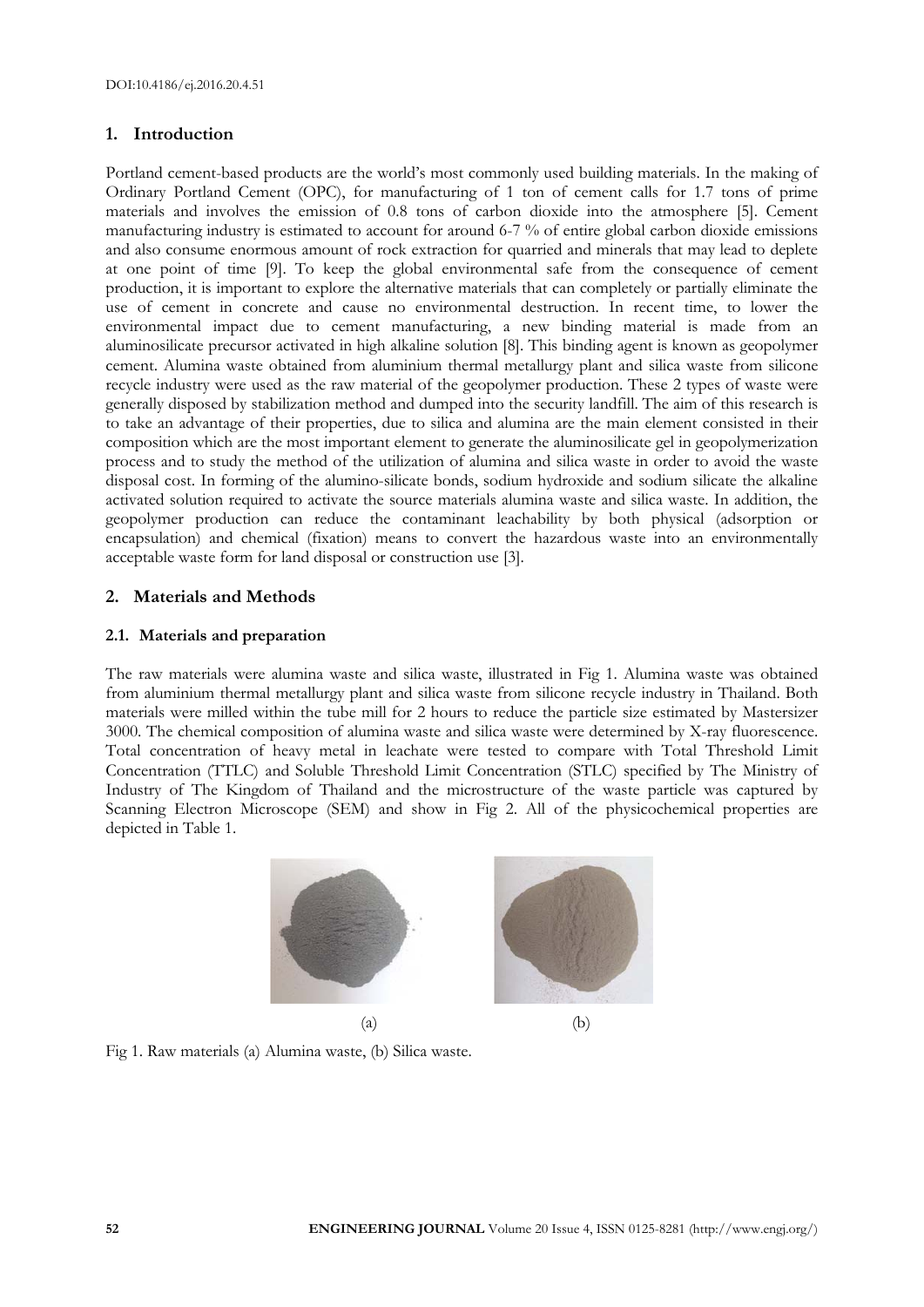DOI:10.4186/ej.2016.20.4.51

## 1. Introduction

Portland cement-based products are the world's most commonly used building materials. In the making of Ordinary Portland Cement (OPC), for manufacturing of 1 ton of cement calls for 1.7 tons of prime materials and involves the emission of 0.8 tons of carbon dioxide into the atmosphere [5]. Cement manufacturing industry is estimated to account for around 6-7 % of entire global carbon dioxide emissions and also consume enormous amount of rock extraction for quarried and minerals that may lead to deplete at one point of time [9]. To keep the global environmental safe from the consequence of cement production, it is important to explore the alternative materials that can completely or partially eliminate the use of cement in concrete and cause no environmental destruction. In recent time, to lower the environmental impact due to cement manufacturing, a new binding material is made from an aluminosilicate precursor activated in high alkaline solution [8]. This binding agent is known as geopolymer cement. Alumina waste obtained from aluminium thermal metallurgy plant and silica waste from silicone recycle industry were used as the raw material of the geopolymer production. These 2 types of waste were generally disposed by stabilization method and dumped into the security landfill. The aim of this research is to take an advantage of their properties, due to silica and alumina are the main element consisted in their composition which are the most important element to generate the aluminosilicate gel in geopolymerization process and to study the method of the utilization of alumina and silica waste in order to avoid the waste disposal cost. In forming of the alumino-silicate bonds, sodium hydroxide and sodium silicate the alkaline activated solution required to activate the source materials alumina waste and silica waste. In addition, the geopolymer production can reduce the contaminant leachability by both physical (adsorption or encapsulation) and chemical (fixation) means to convert the hazardous waste into an environmentally acceptable waste form for land disposal or construction use [3].

## 2. Materials and Methods

### 2.1. Materials and preparation

The raw materials were alumina waste and silica waste, illustrated in Fig 1. Alumina waste was obtained from aluminium thermal metallurgy plant and silica waste from silicone recycle industry in Thailand. Both materials were milled within the tube mill for 2 hours to reduce the particle size estimated by Mastersizer 3000. The chemical composition of alumina waste and silica waste were determined by X-ray fluorescence. Total concentration of heavy metal in leachate were tested to compare with Total Threshold Limit Concentration (TTLC) and Soluble Threshold Limit Concentration (STLC) specified by The Ministry of Industry of The Kingdom of Thailand and the microstructure of the waste particle was captured by Scanning Electron Microscope (SEM) and show in Fig 2. All of the physicochemical properties are depicted in Table 1.

(a) (b)

Fig 1. Raw materials (a) Alumina waste, (b) Silica waste.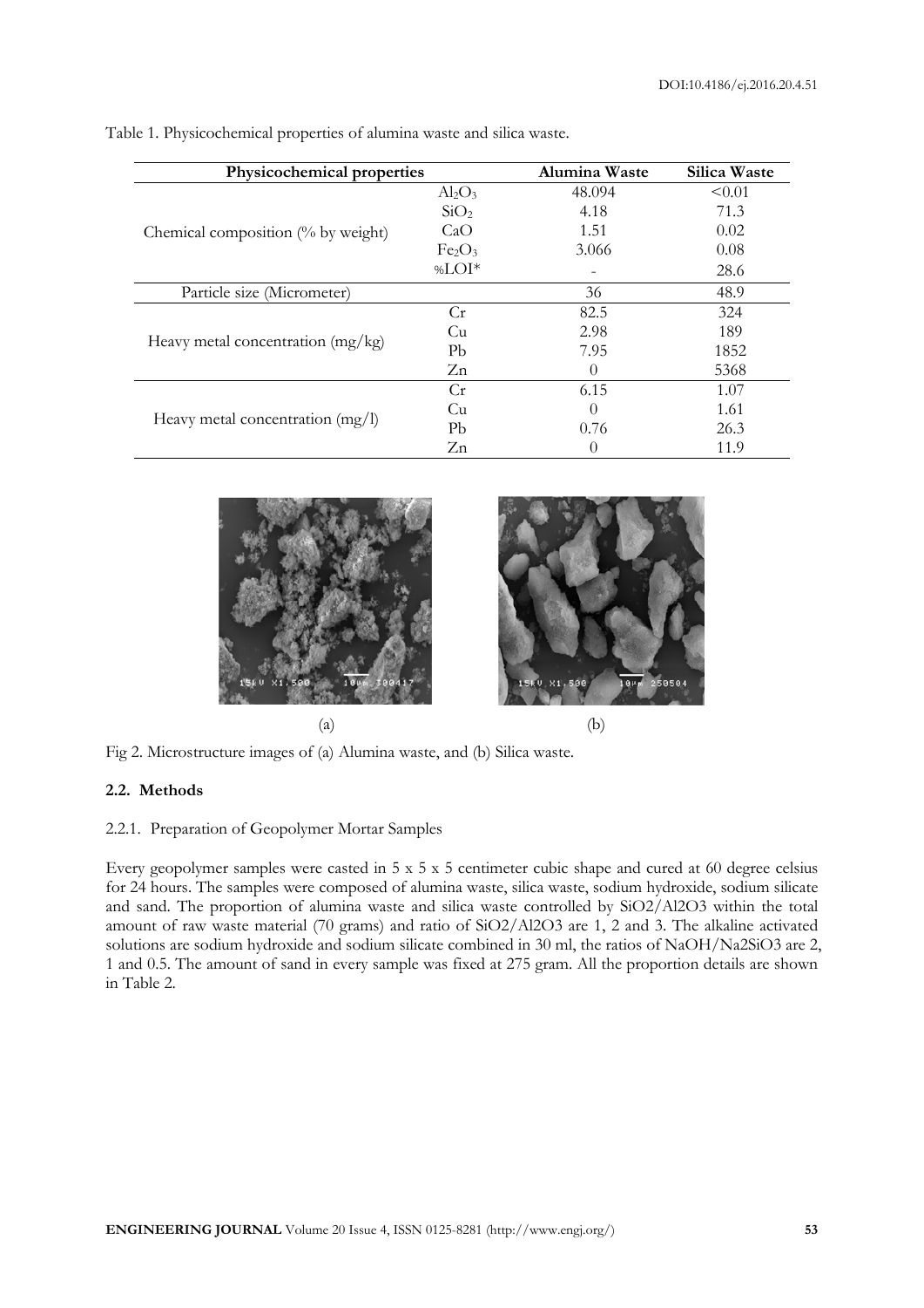Table 1. Physicochemical properties of alumina waste and silica waste.

| Physicochemical properties | | Alumina Waste | Silica Waste |
|---|---|---|---|
| Chemical composition (% by weight) | $Al_2O_3$ | 48.094 | <0.01 |
| | $SiO_2$ | 4.18 | 71.3 |
| | CaO | 1.51 | 0.02 |
| | $Fe_2O_3$ | 3.066 | 0.08 |
| | %LOI* | - | 28.6 |
| Particle size (Micrometer) | | 36 | 48.9 |
| Heavy metal concentration (mg/kg) | Cr | 82.5 | 324 |
| | Cu | 2.98 | 189 |
| | Pb | 7.95 | 1852 |
| | Zn | 0 | 5368 |
| Heavy metal concentration (mg/l) | Cr | 6.15 | 1.07 |
| | Cu | 0 | 1.61 |
| | Pb | 0.76 | 26.3 |
| | Zn | 0 | 11.9 |

(a) (b)

Fig 2. Microstructure images of (a) Alumina waste, and (b) Silica waste.

### 2.2. Methods

#### 2.2.1. Preparation of Geopolymer Mortar Samples

Every geopolymer samples were casted in 5 x 5 x 5 centimeter cubic shape and cured at 60 degree celsius for 24 hours. The samples were composed of alumina waste, silica waste, sodium hydroxide, sodium silicate and sand. The proportion of alumina waste and silica waste controlled by $SiO_2/Al_2O_3$ within the total amount of raw waste material (70 grams) and ratio of $SiO_2/Al_2O_3$ are 1, 2 and 3. The alkaline activated solutions are sodium hydroxide and sodium silicate combined in 30 ml, the ratios of $NaOH/Na_2SiO_3$ are 2, 1 and 0.5. The amount of sand in every sample was fixed at 275 gram. All the proportion details are shown in Table 2.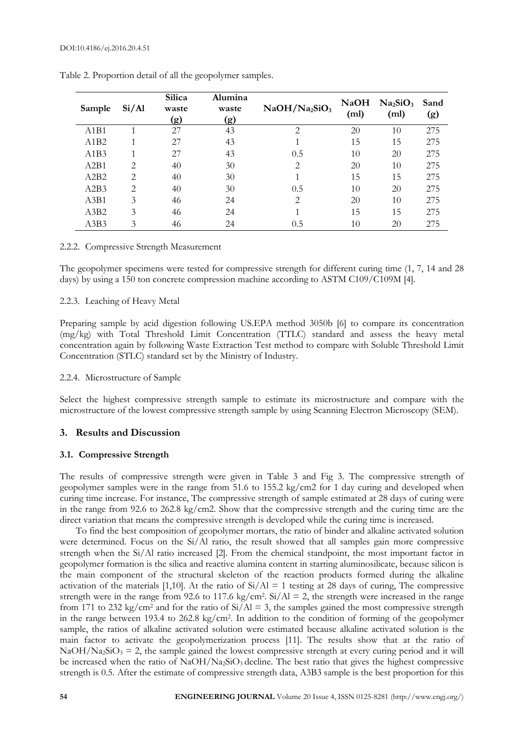Table 2. Proportion detail of all the geopolymer samples.

| Sample | Si/Al | Silica waste (g) | Alumina waste (g) | $NaOH/Na_2SiO_3$ | NaOH (ml) | $Na_2SiO_3$ (ml) | Sand (g) |
|---|---|---|---|---|---|---|---|
| A1B1 | 1 | 27 | 43 | 2 | 20 | 10 | 275 |
| A1B2 | 1 | 27 | 43 | 1 | 15 | 15 | 275 |
| A1B3 | 1 | 27 | 43 | 0.5 | 10 | 20 | 275 |
| A2B1 | 2 | 40 | 30 | 2 | 20 | 10 | 275 |
| A2B2 | 2 | 40 | 30 | 1 | 15 | 15 | 275 |
| A2B3 | 2 | 40 | 30 | 0.5 | 10 | 20 | 275 |
| A3B1 | 3 | 46 | 24 | 2 | 20 | 10 | 275 |
| A3B2 | 3 | 46 | 24 | 1 | 15 | 15 | 275 |
| A3B3 | 3 | 46 | 24 | 0.5 | 10 | 20 | 275 |

#### 2.2.2. Compressive Strength Measurement

The geopolymer specimens were tested for compressive strength for different curing time (1, 7, 14 and 28 days) by using a 150 ton concrete compression machine according to ASTM C109/C109M [4].

#### 2.2.3. Leaching of Heavy Metal

Preparing sample by acid digestion following US.EPA method 3050b [6] to compare its concentration (mg/kg) with Total Threshold Limit Concentration (TTLC) standard and assess the heavy metal concentration again by following Waste Extraction Test method to compare with Soluble Threshold Limit Concentration (STLC) standard set by the Ministry of Industry.

#### 2.2.4. Microstructure of Sample

Select the highest compressive strength sample to estimate its microstructure and compare with the microstructure of the lowest compressive strength sample by using Scanning Electron Microscopy (SEM).

## 3. Results and Discussion

### 3.1. Compressive Strength

The results of compressive strength were given in Table 3 and Fig 3. The compressive strength of geopolymer samples were in the range from 51.6 to 155.2 kg/cm2 for 1 day curing and developed when curing time increase. For instance, The compressive strength of sample estimated at 28 days of curing were in the range from 92.6 to 262.8 kg/cm2. Show that the compressive strength and the curing time are the direct variation that means the compressive strength is developed while the curing time is increased.

To find the best composition of geopolymer mortars, the ratio of binder and alkaline activated solution were determined. Focus on the Si/Al ratio, the result showed that all samples gain more compressive strength when the Si/Al ratio increased [2]. From the chemical standpoint, the most important factor in geopolymer formation is the silica and reactive alumina content in starting aluminosilicate, because silicon is the main component of the structural skeleton of the reaction products formed during the alkaline activation of the materials [1,10]. At the ratio of Si/Al = 1 testing at 28 days of curing, The compressive strength were in the range from 92.6 to 117.6 kg/cm$^2$. Si/Al = 2, the strength were increased in the range from 171 to 232 kg/cm$^2$ and for the ratio of Si/Al = 3, the samples gained the most compressive strength in the range between 193.4 to 262.8 kg/cm$^2$. In addition to the condition of forming of the geopolymer sample, the ratios of alkaline activated solution were estimated because alkaline activated solution is the main factor to activate the geopolymerization process [11]. The results show that at the ratio of $NaOH/Na_2SiO_3$ = 2, the sample gained the lowest compressive strength at every curing period and it will be increased when the ratio of $NaOH/Na_2SiO_3$ decline. The best ratio that gives the highest compressive strength is 0.5. After the estimate of compressive strength data, A3B3 sample is the best proportion for this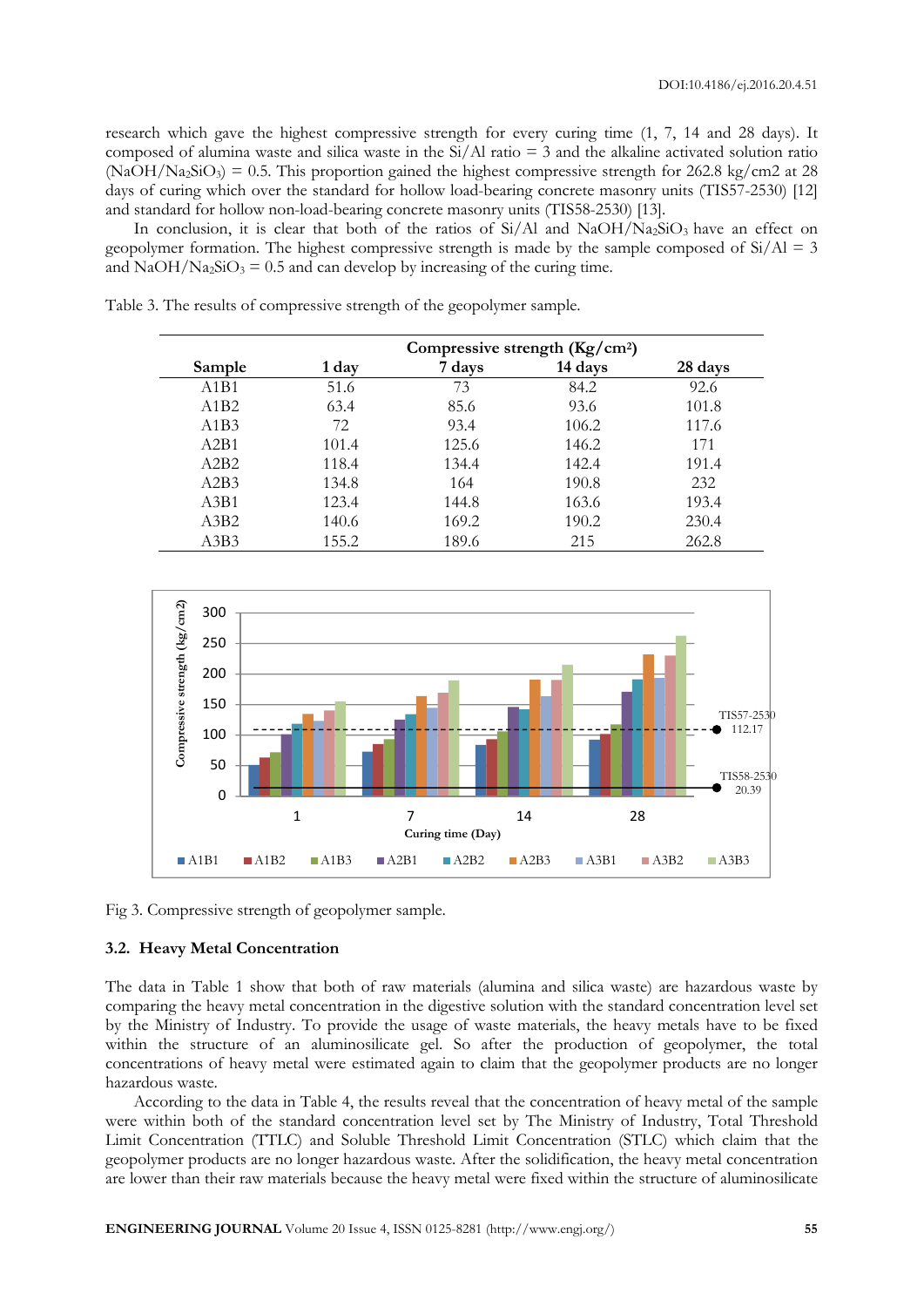research which gave the highest compressive strength for every curing time (1, 7, 14 and 28 days). It composed of alumina waste and silica waste in the Si/Al ratio = 3 and the alkaline activated solution ratio ($NaOH/Na_2SiO_3$) = 0.5. This proportion gained the highest compressive strength for 262.8 kg/cm2 at 28 days of curing which over the standard for hollow load-bearing concrete masonry units (TIS57-2530) [12] and standard for hollow non-load-bearing concrete masonry units (TIS58-2530) [13].

In conclusion, it is clear that both of the ratios of Si/Al and $NaOH/Na_2SiO_3$ have an effect on geopolymer formation. The highest compressive strength is made by the sample composed of Si/Al = 3 and $NaOH/Na_2SiO_3$ = 0.5 and can develop by increasing of the curing time.

Table 3. The results of compressive strength of the geopolymer sample.

| Sample | Compressive strength (Kg/cm²) 1 day | 7 days | 14 days | 28 days |
|---|---|---|---|---|
| A1B1 | 51.6 | 73 | 84.2 | 92.6 |
| A1B2 | 63.4 | 85.6 | 93.6 | 101.8 |
| A1B3 | 72 | 93.4 | 106.2 | 117.6 |
| A2B1 | 101.4 | 125.6 | 146.2 | 171 |
| A2B2 | 118.4 | 134.4 | 142.4 | 191.4 |
| A2B3 | 134.8 | 164 | 190.8 | 232 |
| A3B1 | 123.4 | 144.8 | 163.6 | 193.4 |
| A3B2 | 140.6 | 169.2 | 190.2 | 230.4 |
| A3B3 | 155.2 | 189.6 | 215 | 262.8 |

Fig 3. Compressive strength of geopolymer sample.

### 3.2. Heavy Metal Concentration

The data in Table 1 show that both of raw materials (alumina and silica waste) are hazardous waste by comparing the heavy metal concentration in the digestive solution with the standard concentration level set by the Ministry of Industry. To provide the usage of waste materials, the heavy metals have to be fixed within the structure of an aluminosilicate gel. So after the production of geopolymer, the total concentrations of heavy metal were estimated again to claim that the geopolymer products are no longer hazardous waste.

According to the data in Table 4, the results reveal that the concentration of heavy metal of the sample were within both of the standard concentration level set by The Ministry of Industry, Total Threshold Limit Concentration (TTLC) and Soluble Threshold Limit Concentration (STLC) which claim that the geopolymer products are no longer hazardous waste. After the solidification, the heavy metal concentration are lower than their raw materials because the heavy metal were fixed within the structure of aluminosilicate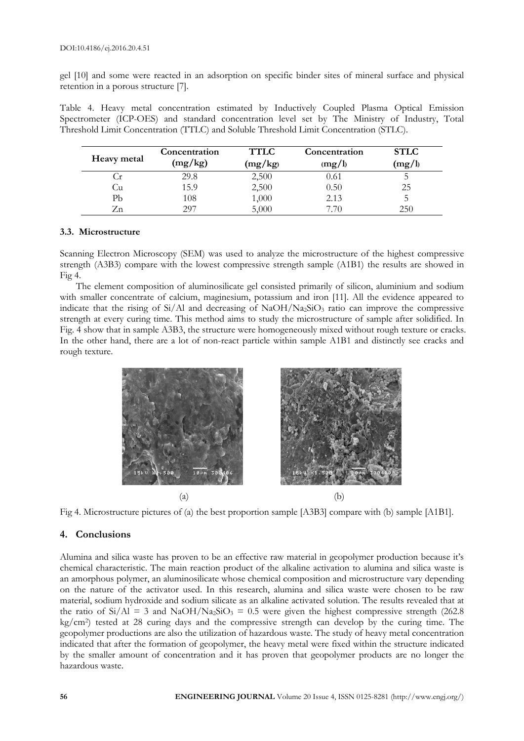gel [10] and some were reacted in an adsorption on specific binder sites of mineral surface and physical retention in a porous structure [7].

Table 4. Heavy metal concentration estimated by Inductively Coupled Plasma Optical Emission Spectrometer (ICP-OES) and standard concentration level set by The Ministry of Industry, Total Threshold Limit Concentration (TTLC) and Soluble Threshold Limit Concentration (STLC).

| Heavy metal | Concentration (mg/kg) | TTLC (mg/kg) | Concentration (mg/l) | STLC (mg/l) |
|---|---|---|---|---|
| Cr | 29.8 | 2,500 | 0.61 | 5 |
| Cu | 15.9 | 2,500 | 0.50 | 25 |
| Pb | 108 | 1,000 | 2.13 | 5 |
| Zn | 297 | 5,000 | 7.70 | 250 |

### 3.3. Microstructure

Scanning Electron Microscopy (SEM) was used to analyze the microstructure of the highest compressive strength (A3B3) compare with the lowest compressive strength sample (A1B1) the results are showed in Fig 4.

The element composition of aluminosilicate gel consisted primarily of silicon, aluminium and sodium with smaller concentrate of calcium, maginesium, potassium and iron [11]. All the evidence appeared to indicate that the rising of Si/Al and decreasing of $NaOH/Na_2SiO_3$ ratio can improve the compressive strength at every curing time. This method aims to study the microstructure of sample after solidified. In Fig. 4 show that in sample A3B3, the structure were homogeneously mixed without rough texture or cracks. In the other hand, there are a lot of non-react particle within sample A1B1 and distinctly see cracks and rough texture.

(a) (b)

Fig 4. Microstructure pictures of (a) the best proportion sample [A3B3] compare with (b) sample [A1B1].

## 4. Conclusions

Alumina and silica waste has proven to be an effective raw material in geopolymer production because it's chemical characteristic. The main reaction product of the alkaline activation to alumina and silica waste is an amorphous polymer, an aluminosilicate whose chemical composition and microstructure vary depending on the nature of the activator used. In this research, alumina and silica waste were chosen to be raw material, sodium hydroxide and sodium silicate as an alkaline activated solution. The results revealed that at the ratio of Si/Al = 3 and $NaOH/Na_2SiO_3$ = 0.5 were given the highest compressive strength (262.8 kg/cm$^2$) tested at 28 curing days and the compressive strength can develop by the curing time. The geopolymer productions are also the utilization of hazardous waste. The study of heavy metal concentration indicated that after the formation of geopolymer, the heavy metal were fixed within the structure indicated by the smaller amount of concentration and it has proven that geopolymer products are no longer the hazardous waste.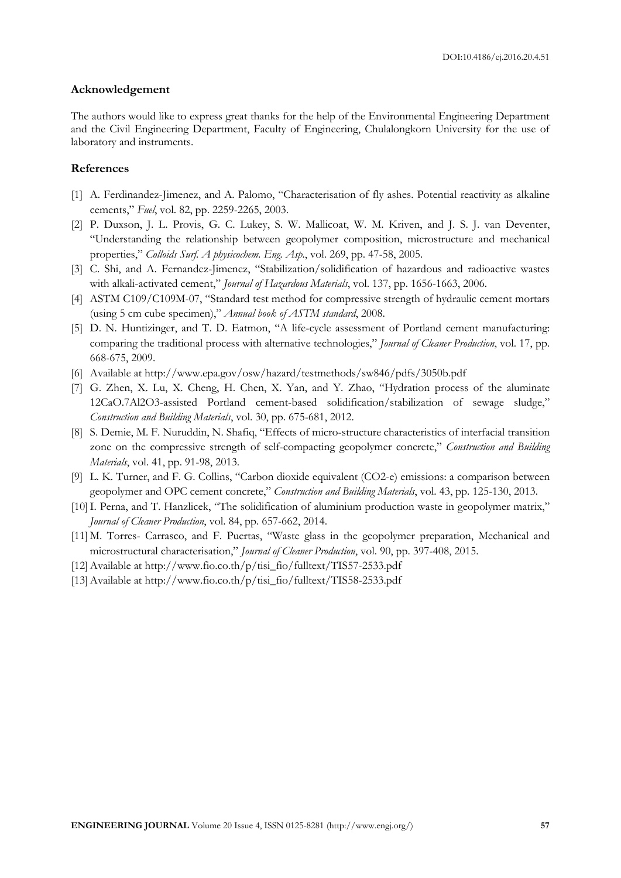## Acknowledgement

The authors would like to express great thanks for the help of the Environmental Engineering Department and the Civil Engineering Department, Faculty of Engineering, Chulalongkorn University for the use of laboratory and instruments.

## References

[1] A. Ferdinandez-Jimenez, and A. Palomo, "Characterisation of fly ashes. Potential reactivity as alkaline cements," *Fuel*, vol. 82, pp. 2259-2265, 2003.

[2] P. Duxson, J. L. Provis, G. C. Lukey, S. W. Mallicoat, W. M. Kriven, and J. S. J. van Deventer, "Understanding the relationship between geopolymer composition, microstructure and mechanical properties," *Colloids Surf. A physicochem. Eng. Asp.*, vol. 269, pp. 47-58, 2005.

[3] C. Shi, and A. Fernandez-Jimenez, "Stabilization/solidification of hazardous and radioactive wastes with alkali-activated cement," *Journal of Hazardous Materials*, vol. 137, pp. 1656-1663, 2006.

[4] ASTM C109/C109M-07, "Standard test method for compressive strength of hydraulic cement mortars (using 5 cm cube specimen)," *Annual book of ASTM standard*, 2008.

[5] D. N. Huntizinger, and T. D. Eatmon, "A life-cycle assessment of Portland cement manufacturing: comparing the traditional process with alternative technologies," *Journal of Cleaner Production*, vol. 17, pp. 668-675, 2009.

[6] Available at http://www.epa.gov/osw/hazard/testmethods/sw846/pdfs/3050b.pdf

[7] G. Zhen, X. Lu, X. Cheng, H. Chen, X. Yan, and Y. Zhao, "Hydration process of the aluminate 12CaO.7Al2O3-assisted Portland cement-based solidification/stabilization of sewage sludge," *Construction and Building Materials*, vol. 30, pp. 675-681, 2012.

[8] S. Demie, M. F. Nuruddin, N. Shafiq, "Effects of micro-structure characteristics of interfacial transition zone on the compressive strength of self-compacting geopolymer concrete," *Construction and Building Materials*, vol. 41, pp. 91-98, 2013.

[9] L. K. Turner, and F. G. Collins, "Carbon dioxide equivalent (CO2-e) emissions: a comparison between geopolymer and OPC cement concrete," *Construction and Building Materials*, vol. 43, pp. 125-130, 2013.

[10] I. Perna, and T. Hanzlicek, "The solidification of aluminium production waste in geopolymer matrix," *Journal of Cleaner Production*, vol. 84, pp. 657-662, 2014.

[11] M. Torres- Carrasco, and F. Puertas, "Waste glass in the geopolymer preparation, Mechanical and microstructural characterisation," *Journal of Cleaner Production*, vol. 90, pp. 397-408, 2015.

[12] Available at http://www.fio.co.th/p/tisi_fio/fulltext/TIS57-2533.pdf

[13] Available at http://www.fio.co.th/p/tisi_fio/fulltext/TIS58-2533.pdf